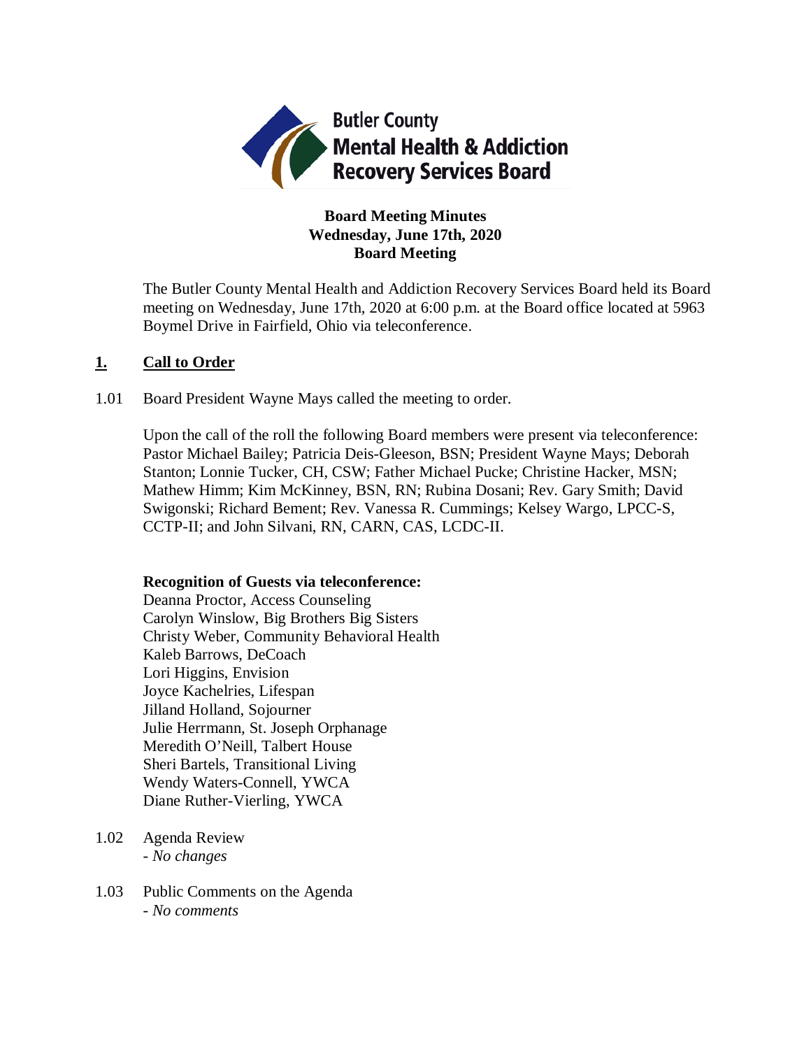**Butler County Mental Health & Addiction Recovery Services Board**

**Board Meeting Minutes**
**Wednesday, June 17th, 2020**
**Board Meeting**

The Butler County Mental Health and Addiction Recovery Services Board held its Board meeting on Wednesday, June 17th, 2020 at 6:00 p.m. at the Board office located at 5963 Boymel Drive in Fairfield, Ohio via teleconference.

## 1. Call to Order

1.01 Board President Wayne Mays called the meeting to order.

Upon the call of the roll the following Board members were present via teleconference: Pastor Michael Bailey; Patricia Deis-Gleeson, BSN; President Wayne Mays; Deborah Stanton; Lonnie Tucker, CH, CSW; Father Michael Pucke; Christine Hacker, MSN; Mathew Himm; Kim McKinney, BSN, RN; Rubina Dosani; Rev. Gary Smith; David Swigonski; Richard Bement; Rev. Vanessa R. Cummings; Kelsey Wargo, LPCC-S, CCTP-II; and John Silvani, RN, CARN, CAS, LCDC-II.

**Recognition of Guests via teleconference:**
Deanna Proctor, Access Counseling
Carolyn Winslow, Big Brothers Big Sisters
Christy Weber, Community Behavioral Health
Kaleb Barrows, DeCoach
Lori Higgins, Envision
Joyce Kachelries, Lifespan
Jilland Holland, Sojourner
Julie Herrmann, St. Joseph Orphanage
Meredith O'Neill, Talbert House
Sheri Bartels, Transitional Living
Wendy Waters-Connell, YWCA
Diane Ruther-Vierling, YWCA

1.02 Agenda Review
- *No changes*

1.03 Public Comments on the Agenda
- *No comments*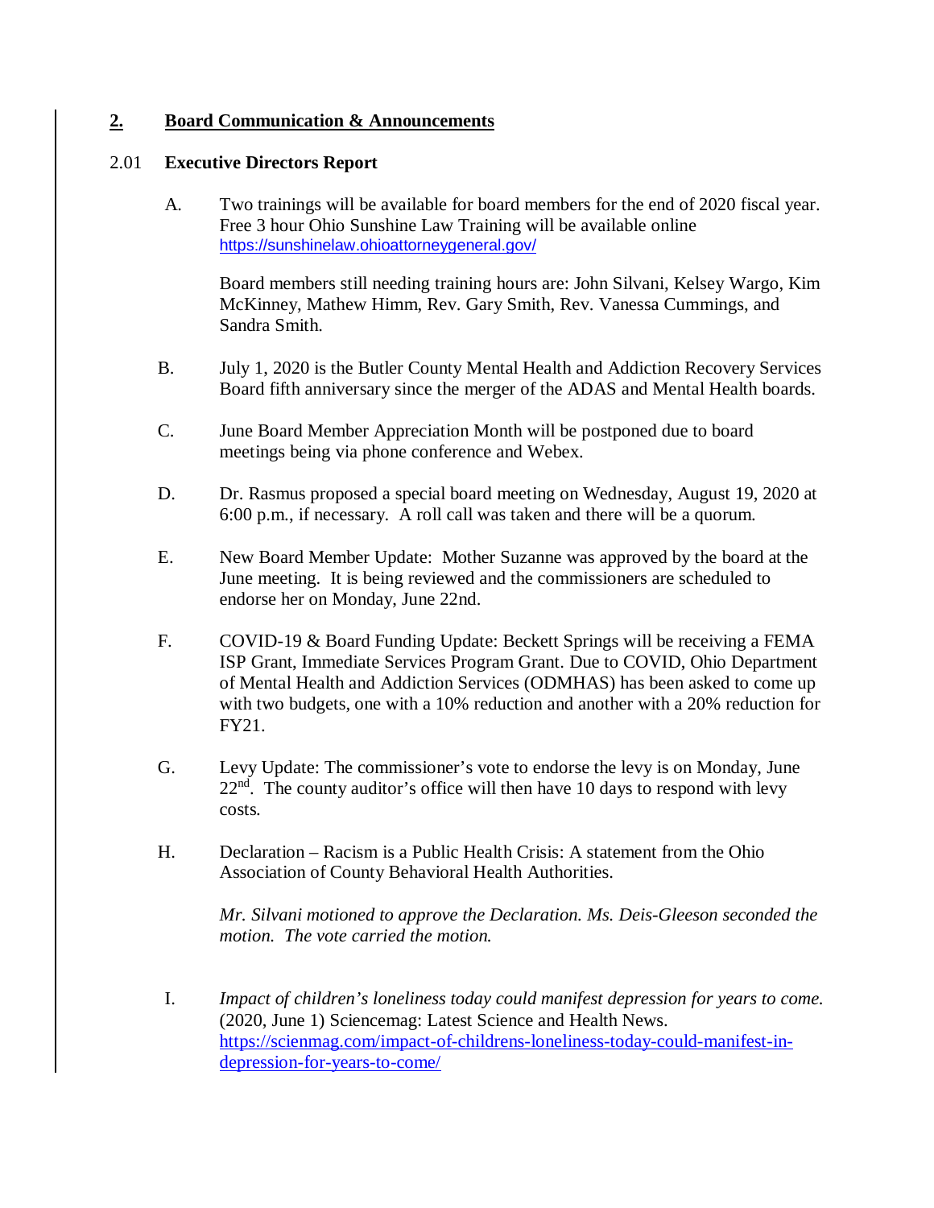## 2. Board Communication & Announcements

### 2.01 Executive Directors Report

A. Two trainings will be available for board members for the end of 2020 fiscal year. Free 3 hour Ohio Sunshine Law Training will be available online https://sunshinelaw.ohioattorneygeneral.gov/

Board members still needing training hours are: John Silvani, Kelsey Wargo, Kim McKinney, Mathew Himm, Rev. Gary Smith, Rev. Vanessa Cummings, and Sandra Smith.

B. July 1, 2020 is the Butler County Mental Health and Addiction Recovery Services Board fifth anniversary since the merger of the ADAS and Mental Health boards.

C. June Board Member Appreciation Month will be postponed due to board meetings being via phone conference and Webex.

D. Dr. Rasmus proposed a special board meeting on Wednesday, August 19, 2020 at 6:00 p.m., if necessary. A roll call was taken and there will be a quorum.

E. New Board Member Update: Mother Suzanne was approved by the board at the June meeting. It is being reviewed and the commissioners are scheduled to endorse her on Monday, June 22nd.

F. COVID-19 & Board Funding Update: Beckett Springs will be receiving a FEMA ISP Grant, Immediate Services Program Grant. Due to COVID, Ohio Department of Mental Health and Addiction Services (ODMHAS) has been asked to come up with two budgets, one with a 10% reduction and another with a 20% reduction for FY21.

G. Levy Update: The commissioner's vote to endorse the levy is on Monday, June 22nd. The county auditor's office will then have 10 days to respond with levy costs.

H. Declaration – Racism is a Public Health Crisis: A statement from the Ohio Association of County Behavioral Health Authorities.

*Mr. Silvani motioned to approve the Declaration. Ms. Deis-Gleeson seconded the motion. The vote carried the motion.*

I. *Impact of children's loneliness today could manifest depression for years to come.* (2020, June 1) Sciencemag: Latest Science and Health News. https://scienmag.com/impact-of-childrens-loneliness-today-could-manifest-in-depression-for-years-to-come/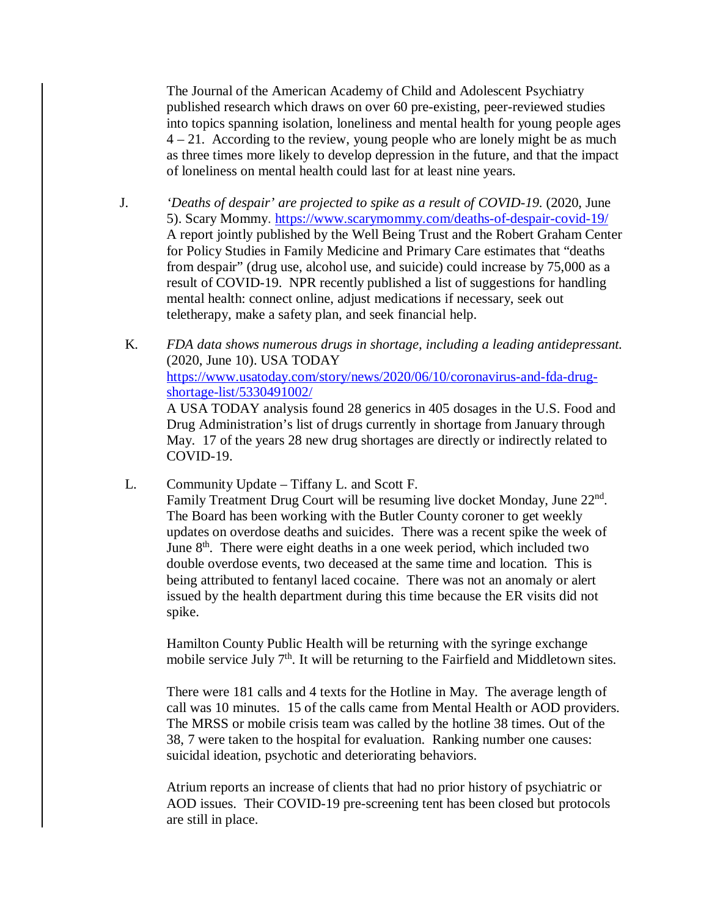The Journal of the American Academy of Child and Adolescent Psychiatry published research which draws on over 60 pre-existing, peer-reviewed studies into topics spanning isolation, loneliness and mental health for young people ages 4 – 21. According to the review, young people who are lonely might be as much as three times more likely to develop depression in the future, and that the impact of loneliness on mental health could last for at least nine years.

J. *'Deaths of despair' are projected to spike as a result of COVID-19.* (2020, June 5). Scary Mommy. https://www.scarymommy.com/deaths-of-despair-covid-19/
A report jointly published by the Well Being Trust and the Robert Graham Center for Policy Studies in Family Medicine and Primary Care estimates that "deaths from despair" (drug use, alcohol use, and suicide) could increase by 75,000 as a result of COVID-19. NPR recently published a list of suggestions for handling mental health: connect online, adjust medications if necessary, seek out teletherapy, make a safety plan, and seek financial help.

K. *FDA data shows numerous drugs in shortage, including a leading antidepressant.* (2020, June 10). USA TODAY https://www.usatoday.com/story/news/2020/06/10/coronavirus-and-fda-drug-shortage-list/5330491002/
A USA TODAY analysis found 28 generics in 405 dosages in the U.S. Food and Drug Administration's list of drugs currently in shortage from January through May. 17 of the years 28 new drug shortages are directly or indirectly related to COVID-19.

L. Community Update – Tiffany L. and Scott F.
Family Treatment Drug Court will be resuming live docket Monday, June 22nd. The Board has been working with the Butler County coroner to get weekly updates on overdose deaths and suicides. There was a recent spike the week of June 8th. There were eight deaths in a one week period, which included two double overdose events, two deceased at the same time and location. This is being attributed to fentanyl laced cocaine. There was not an anomaly or alert issued by the health department during this time because the ER visits did not spike.

Hamilton County Public Health will be returning with the syringe exchange mobile service July 7th. It will be returning to the Fairfield and Middletown sites.

There were 181 calls and 4 texts for the Hotline in May. The average length of call was 10 minutes. 15 of the calls came from Mental Health or AOD providers. The MRSS or mobile crisis team was called by the hotline 38 times. Out of the 38, 7 were taken to the hospital for evaluation. Ranking number one causes: suicidal ideation, psychotic and deteriorating behaviors.

Atrium reports an increase of clients that had no prior history of psychiatric or AOD issues. Their COVID-19 pre-screening tent has been closed but protocols are still in place.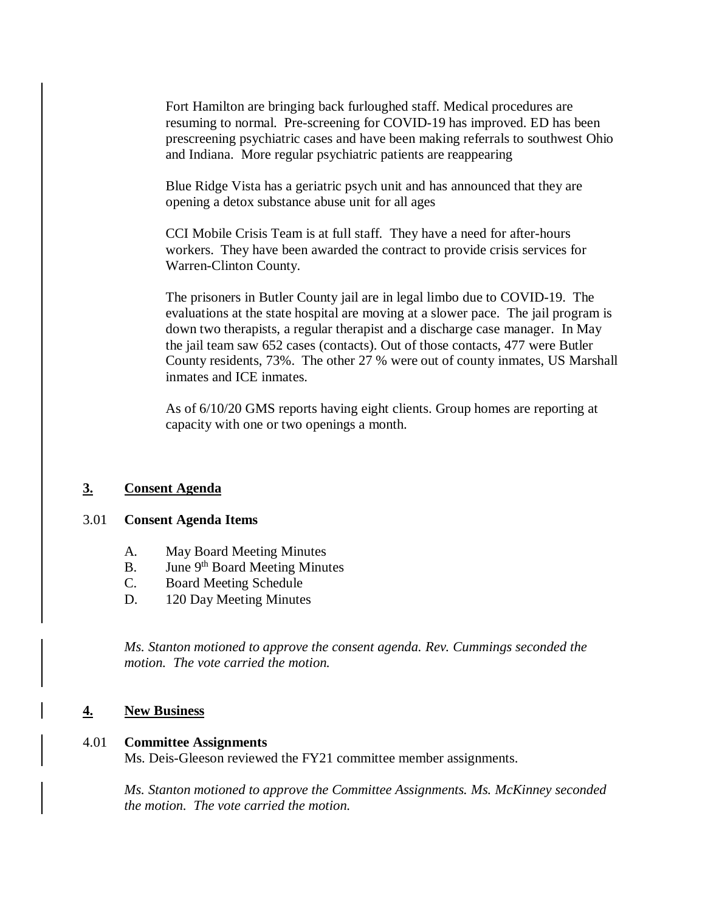Fort Hamilton are bringing back furloughed staff. Medical procedures are resuming to normal. Pre-screening for COVID-19 has improved. ED has been prescreening psychiatric cases and have been making referrals to southwest Ohio and Indiana. More regular psychiatric patients are reappearing

Blue Ridge Vista has a geriatric psych unit and has announced that they are opening a detox substance abuse unit for all ages

CCI Mobile Crisis Team is at full staff. They have a need for after-hours workers. They have been awarded the contract to provide crisis services for Warren-Clinton County.

The prisoners in Butler County jail are in legal limbo due to COVID-19. The evaluations at the state hospital are moving at a slower pace. The jail program is down two therapists, a regular therapist and a discharge case manager. In May the jail team saw 652 cases (contacts). Out of those contacts, 477 were Butler County residents, 73%. The other 27 % were out of county inmates, US Marshall inmates and ICE inmates.

As of 6/10/20 GMS reports having eight clients. Group homes are reporting at capacity with one or two openings a month.

## 3. Consent Agenda

### 3.01 Consent Agenda Items

A. May Board Meeting Minutes
B. June 9th Board Meeting Minutes
C. Board Meeting Schedule
D. 120 Day Meeting Minutes

*Ms. Stanton motioned to approve the consent agenda. Rev. Cummings seconded the motion. The vote carried the motion.*

## 4. New Business

### 4.01 Committee Assignments

Ms. Deis-Gleeson reviewed the FY21 committee member assignments.

*Ms. Stanton motioned to approve the Committee Assignments. Ms. McKinney seconded the motion. The vote carried the motion.*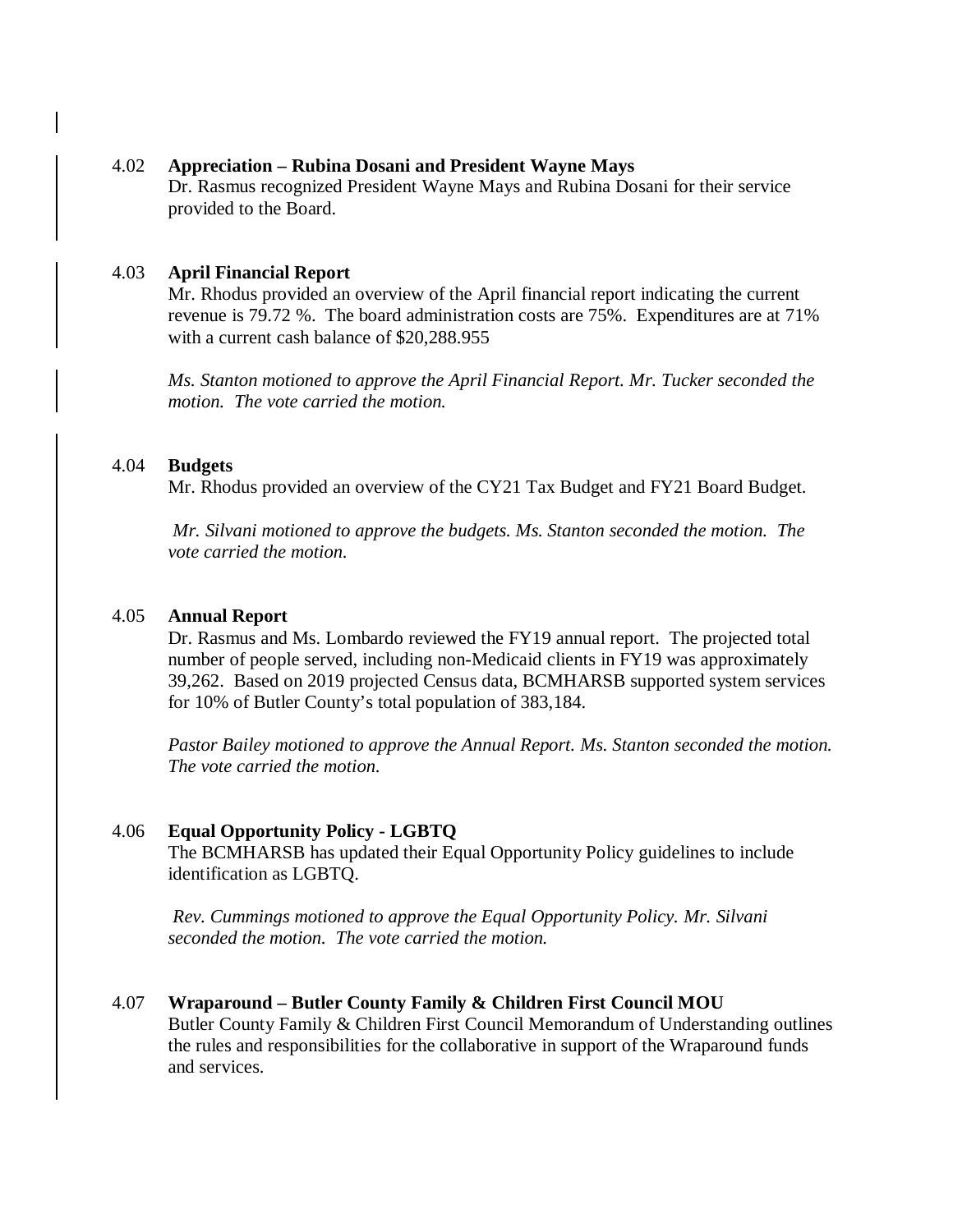4.02 **Appreciation – Rubina Dosani and President Wayne Mays**

Dr. Rasmus recognized President Wayne Mays and Rubina Dosani for their service provided to the Board.

4.03 **April Financial Report**

Mr. Rhodus provided an overview of the April financial report indicating the current revenue is 79.72 %. The board administration costs are 75%. Expenditures are at 71% with a current cash balance of $20,288.955

*Ms. Stanton motioned to approve the April Financial Report. Mr. Tucker seconded the motion. The vote carried the motion.*

4.04 **Budgets**

Mr. Rhodus provided an overview of the CY21 Tax Budget and FY21 Board Budget.

*Mr. Silvani motioned to approve the budgets. Ms. Stanton seconded the motion. The vote carried the motion.*

4.05 **Annual Report**

Dr. Rasmus and Ms. Lombardo reviewed the FY19 annual report. The projected total number of people served, including non-Medicaid clients in FY19 was approximately 39,262. Based on 2019 projected Census data, BCMHARSB supported system services for 10% of Butler County's total population of 383,184.

*Pastor Bailey motioned to approve the Annual Report. Ms. Stanton seconded the motion. The vote carried the motion.*

4.06 **Equal Opportunity Policy - LGBTQ**

The BCMHARSB has updated their Equal Opportunity Policy guidelines to include identification as LGBTQ.

*Rev. Cummings motioned to approve the Equal Opportunity Policy. Mr. Silvani seconded the motion. The vote carried the motion.*

4.07 **Wraparound – Butler County Family & Children First Council MOU**

Butler County Family & Children First Council Memorandum of Understanding outlines the rules and responsibilities for the collaborative in support of the Wraparound funds and services.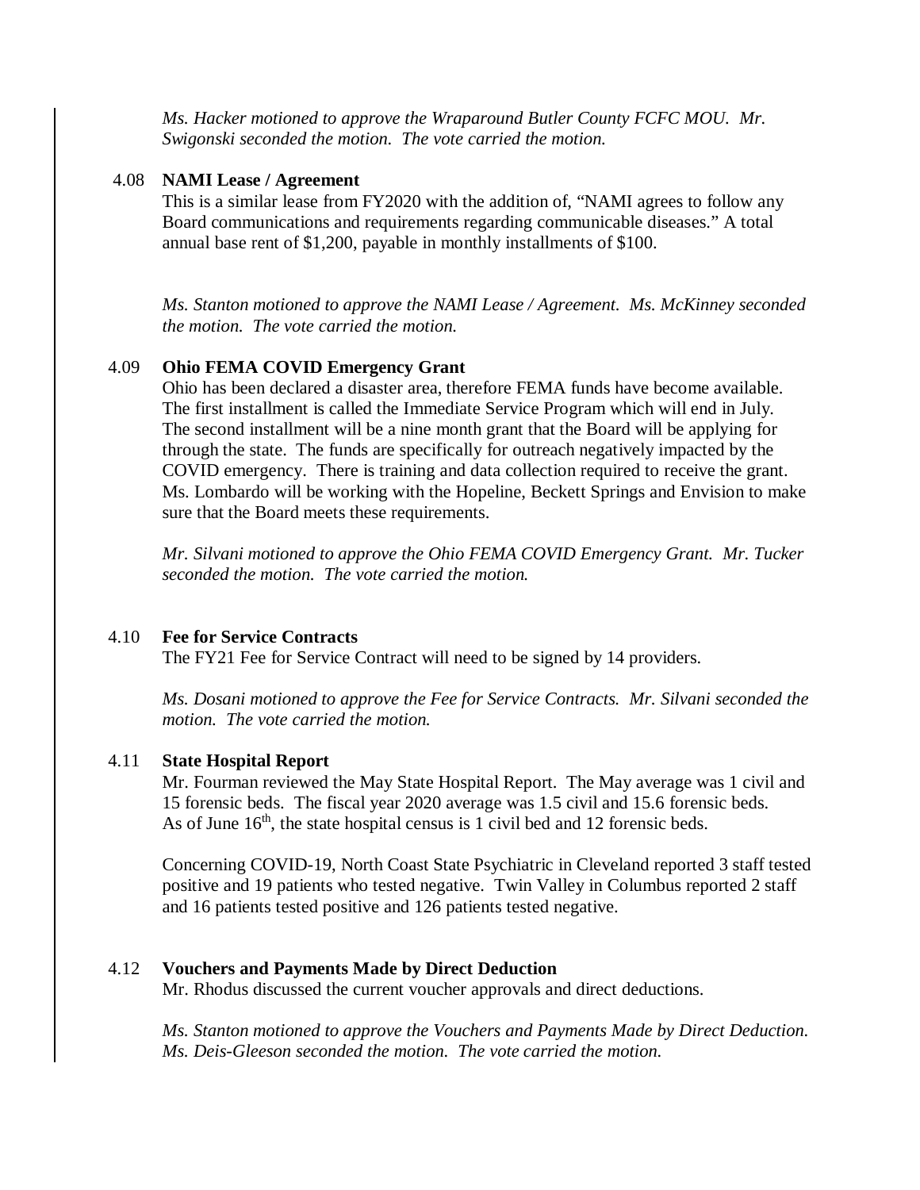*Ms. Hacker motioned to approve the Wraparound Butler County FCFC MOU. Mr. Swigonski seconded the motion. The vote carried the motion.*

4.08 **NAMI Lease / Agreement**

This is a similar lease from FY2020 with the addition of, "NAMI agrees to follow any Board communications and requirements regarding communicable diseases." A total annual base rent of $1,200, payable in monthly installments of $100.

*Ms. Stanton motioned to approve the NAMI Lease / Agreement. Ms. McKinney seconded the motion. The vote carried the motion.*

4.09 **Ohio FEMA COVID Emergency Grant**

Ohio has been declared a disaster area, therefore FEMA funds have become available. The first installment is called the Immediate Service Program which will end in July. The second installment will be a nine month grant that the Board will be applying for through the state. The funds are specifically for outreach negatively impacted by the COVID emergency. There is training and data collection required to receive the grant. Ms. Lombardo will be working with the Hopeline, Beckett Springs and Envision to make sure that the Board meets these requirements.

*Mr. Silvani motioned to approve the Ohio FEMA COVID Emergency Grant. Mr. Tucker seconded the motion. The vote carried the motion.*

4.10 **Fee for Service Contracts**

The FY21 Fee for Service Contract will need to be signed by 14 providers.

*Ms. Dosani motioned to approve the Fee for Service Contracts. Mr. Silvani seconded the motion. The vote carried the motion.*

4.11 **State Hospital Report**

Mr. Fourman reviewed the May State Hospital Report. The May average was 1 civil and 15 forensic beds. The fiscal year 2020 average was 1.5 civil and 15.6 forensic beds. As of June 16th, the state hospital census is 1 civil bed and 12 forensic beds.

Concerning COVID-19, North Coast State Psychiatric in Cleveland reported 3 staff tested positive and 19 patients who tested negative. Twin Valley in Columbus reported 2 staff and 16 patients tested positive and 126 patients tested negative.

4.12 **Vouchers and Payments Made by Direct Deduction**

Mr. Rhodus discussed the current voucher approvals and direct deductions.

*Ms. Stanton motioned to approve the Vouchers and Payments Made by Direct Deduction. Ms. Deis-Gleeson seconded the motion. The vote carried the motion.*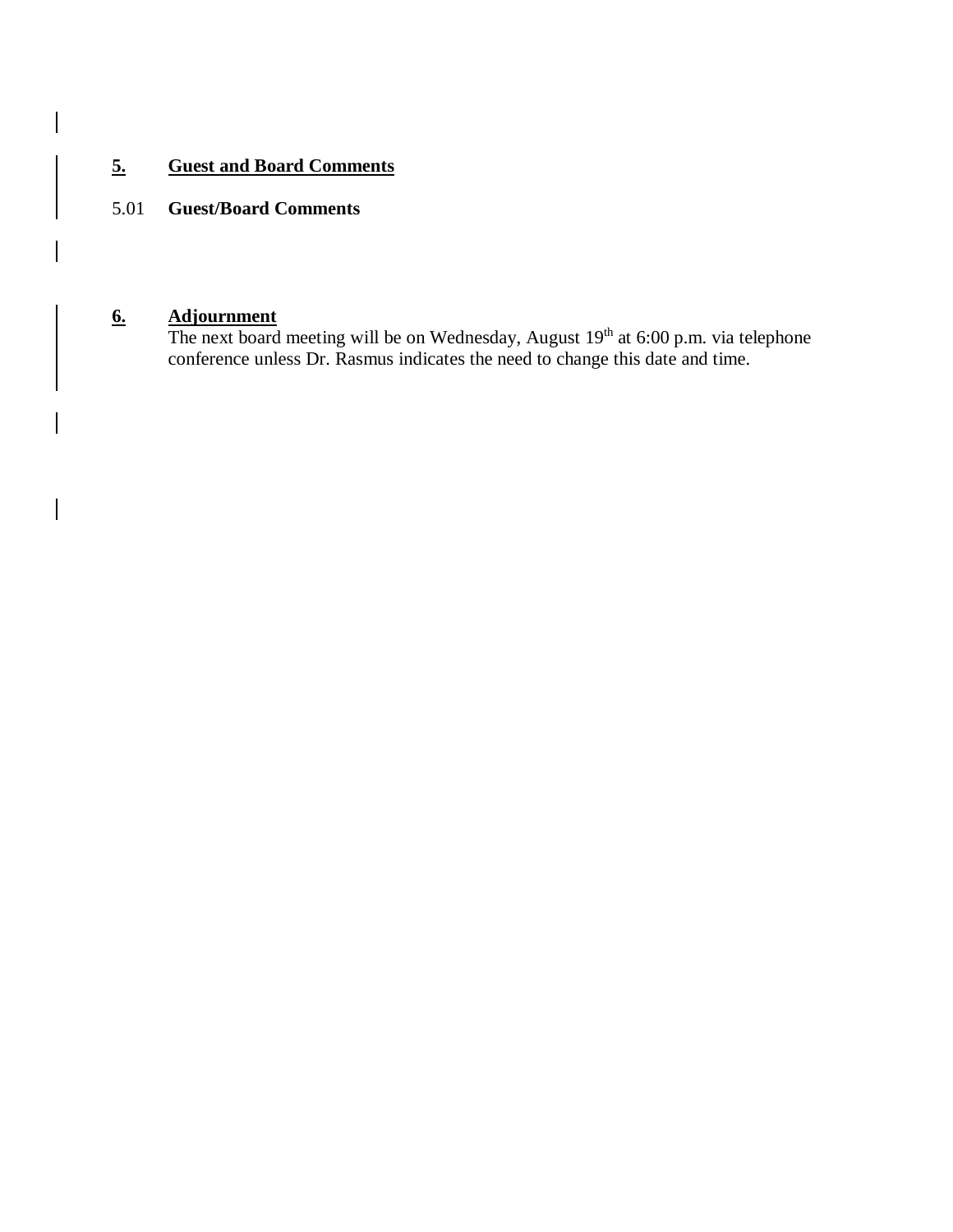## **5. Guest and Board Comments**

5.01 **Guest/Board Comments**

## **6. Adjournment**

The next board meeting will be on Wednesday, August 19th at 6:00 p.m. via telephone conference unless Dr. Rasmus indicates the need to change this date and time.